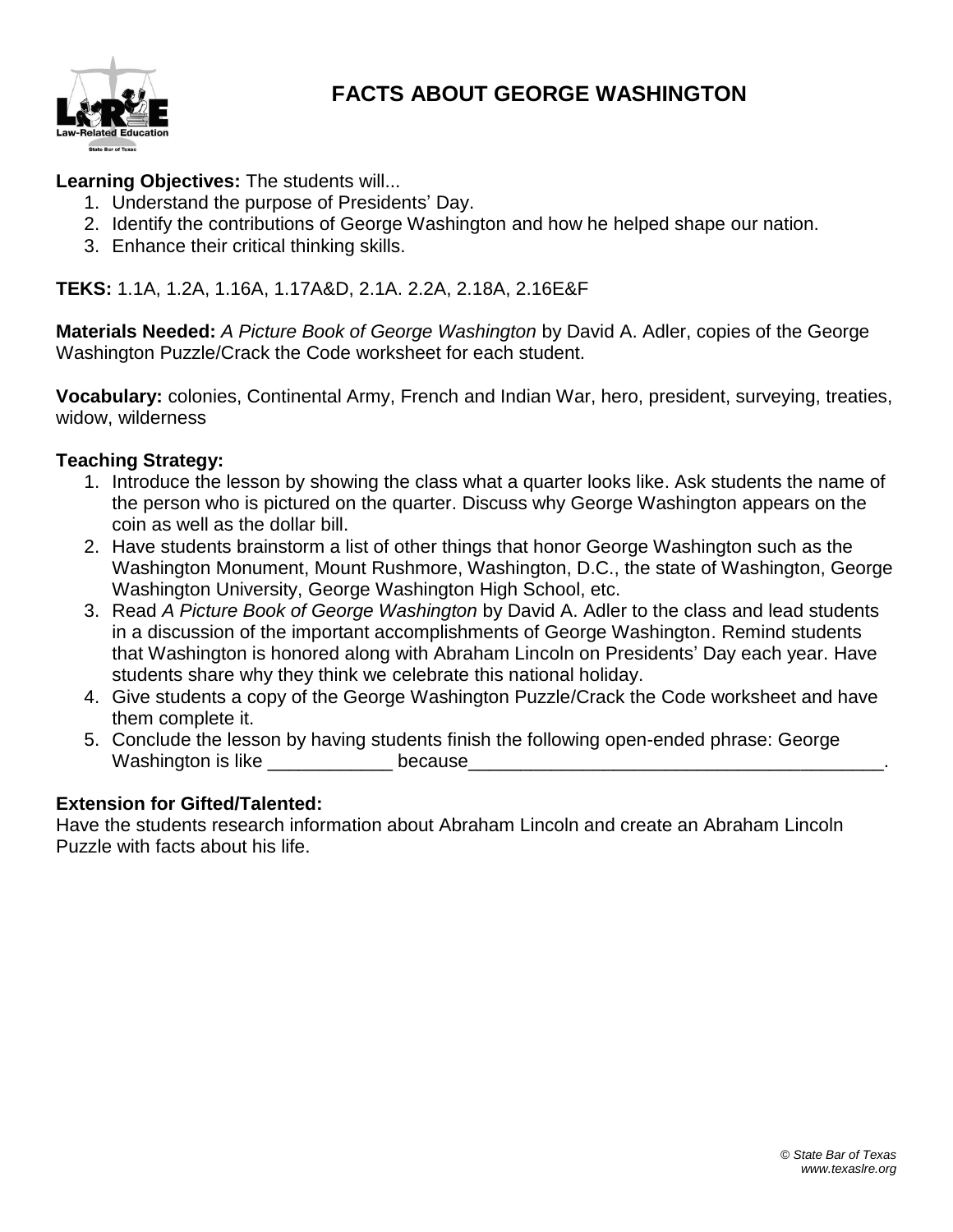# FACTS ABOUT GEORGE WASHINGTON

**Learning Objectives:** The students will...

1. Understand the purpose of Presidents' Day.
2. Identify the contributions of George Washington and how he helped shape our nation.
3. Enhance their critical thinking skills.

**TEKS:** 1.1A, 1.2A, 1.16A, 1.17A&D, 2.1A. 2.2A, 2.18A, 2.16E&F

**Materials Needed:** *A Picture Book of George Washington* by David A. Adler, copies of the George Washington Puzzle/Crack the Code worksheet for each student.

**Vocabulary:** colonies, Continental Army, French and Indian War, hero, president, surveying, treaties, widow, wilderness

**Teaching Strategy:**

1. Introduce the lesson by showing the class what a quarter looks like. Ask students the name of the person who is pictured on the quarter. Discuss why George Washington appears on the coin as well as the dollar bill.
2. Have students brainstorm a list of other things that honor George Washington such as the Washington Monument, Mount Rushmore, Washington, D.C., the state of Washington, George Washington University, George Washington High School, etc.
3. Read *A Picture Book of George Washington* by David A. Adler to the class and lead students in a discussion of the important accomplishments of George Washington. Remind students that Washington is honored along with Abraham Lincoln on Presidents' Day each year. Have students share why they think we celebrate this national holiday.
4. Give students a copy of the George Washington Puzzle/Crack the Code worksheet and have them complete it.
5. Conclude the lesson by having students finish the following open-ended phrase: George Washington is like ____________ because_________________________________________.

**Extension for Gifted/Talented:**

Have the students research information about Abraham Lincoln and create an Abraham Lincoln Puzzle with facts about his life.

*© State Bar of Texas*
*www.texaslre.org*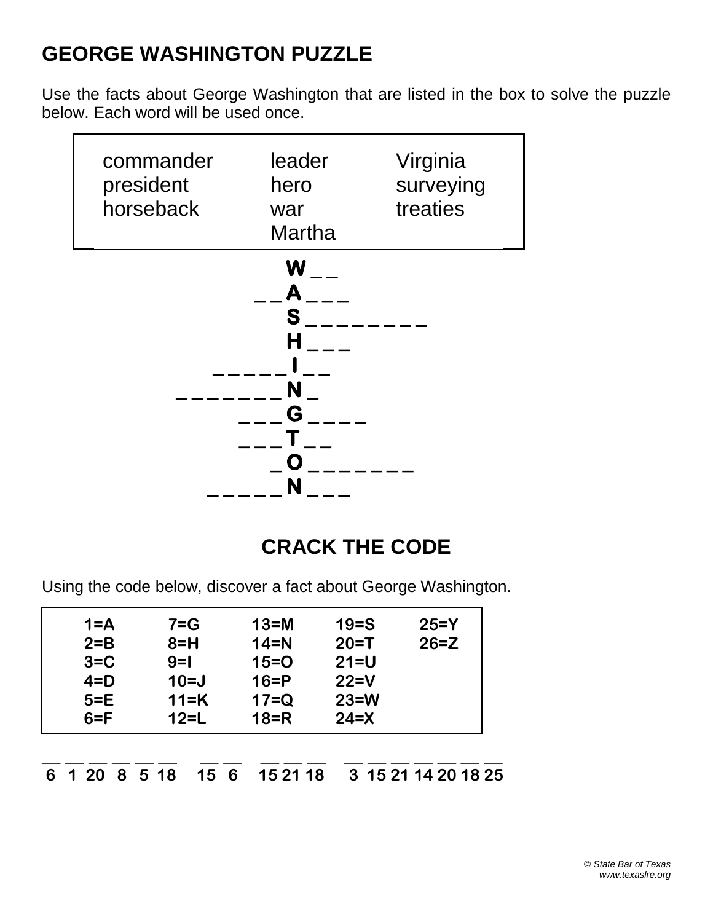## GEORGE WASHINGTON PUZZLE

Use the facts about George Washington that are listed in the box to solve the puzzle below. Each word will be used once.

| | | |
|---|---|---|
| commander | leader | Virginia |
| president | hero | surveying |
| horseback | war | treaties |
| | Martha | |

```
           W _ _
       _ _ A _ _ _
           S _ _ _ _ _ _ _ _
           H _ _ _
   _ _ _ _ _ I _ _
_ _ _ _ _ _ _ N _
     _ _ _ G _ _ _ _
     _ _ _ T _ _
         _ O _ _ _ _ _ _ _
   _ _ _ _ _ N _ _ _
```

## CRACK THE CODE

Using the code below, discover a fact about George Washington.

| | | | | |
|---|---|---|---|---|
| **1=A** | **7=G** | **13=M** | **19=S** | **25=Y** |
| **2=B** | **8=H** | **14=N** | **20=T** | **26=Z** |
| **3=C** | **9=I** | **15=O** | **21=U** | |
| **4=D** | **10=J** | **16=P** | **22=V** | |
| **5=E** | **11=K** | **17=Q** | **23=W** | |
| **6=F** | **12=L** | **18=R** | **24=X** | |

```
__ __ __ __ __ __    __ __    __ __ __    __ __ __ __ __ __ __
6  1  20 8  5  18    15 6     15 21 18    3  15 21 14 20 18 25
```

*© State Bar of Texas*
*www.texaslre.org*